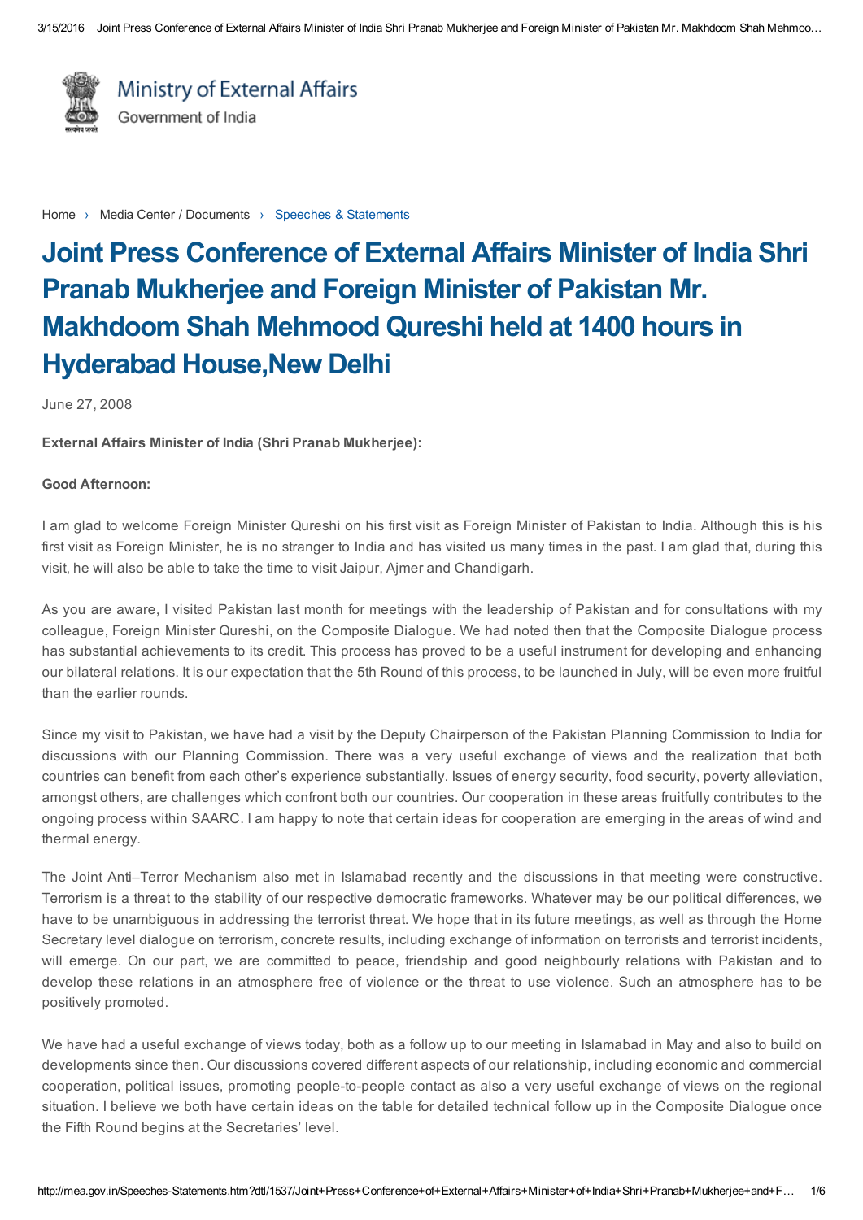Ministry of External Affairs
Government of India

Home › Media Center / Documents › Speeches & Statements

# Joint Press Conference of External Affairs Minister of India Shri Pranab Mukherjee and Foreign Minister of Pakistan Mr. Makhdoom Shah Mehmood Qureshi held at 1400 hours in Hyderabad House,New Delhi

June 27, 2008

**External Affairs Minister of India (Shri Pranab Mukherjee):**

**Good Afternoon:**

I am glad to welcome Foreign Minister Qureshi on his first visit as Foreign Minister of Pakistan to India. Although this is his first visit as Foreign Minister, he is no stranger to India and has visited us many times in the past. I am glad that, during this visit, he will also be able to take the time to visit Jaipur, Ajmer and Chandigarh.

As you are aware, I visited Pakistan last month for meetings with the leadership of Pakistan and for consultations with my colleague, Foreign Minister Qureshi, on the Composite Dialogue. We had noted then that the Composite Dialogue process has substantial achievements to its credit. This process has proved to be a useful instrument for developing and enhancing our bilateral relations. It is our expectation that the 5th Round of this process, to be launched in July, will be even more fruitful than the earlier rounds.

Since my visit to Pakistan, we have had a visit by the Deputy Chairperson of the Pakistan Planning Commission to India for discussions with our Planning Commission. There was a very useful exchange of views and the realization that both countries can benefit from each other's experience substantially. Issues of energy security, food security, poverty alleviation, amongst others, are challenges which confront both our countries. Our cooperation in these areas fruitfully contributes to the ongoing process within SAARC. I am happy to note that certain ideas for cooperation are emerging in the areas of wind and thermal energy.

The Joint Anti–Terror Mechanism also met in Islamabad recently and the discussions in that meeting were constructive. Terrorism is a threat to the stability of our respective democratic frameworks. Whatever may be our political differences, we have to be unambiguous in addressing the terrorist threat. We hope that in its future meetings, as well as through the Home Secretary level dialogue on terrorism, concrete results, including exchange of information on terrorists and terrorist incidents, will emerge. On our part, we are committed to peace, friendship and good neighbourly relations with Pakistan and to develop these relations in an atmosphere free of violence or the threat to use violence. Such an atmosphere has to be positively promoted.

We have had a useful exchange of views today, both as a follow up to our meeting in Islamabad in May and also to build on developments since then. Our discussions covered different aspects of our relationship, including economic and commercial cooperation, political issues, promoting people-to-people contact as also a very useful exchange of views on the regional situation. I believe we both have certain ideas on the table for detailed technical follow up in the Composite Dialogue once the Fifth Round begins at the Secretaries' level.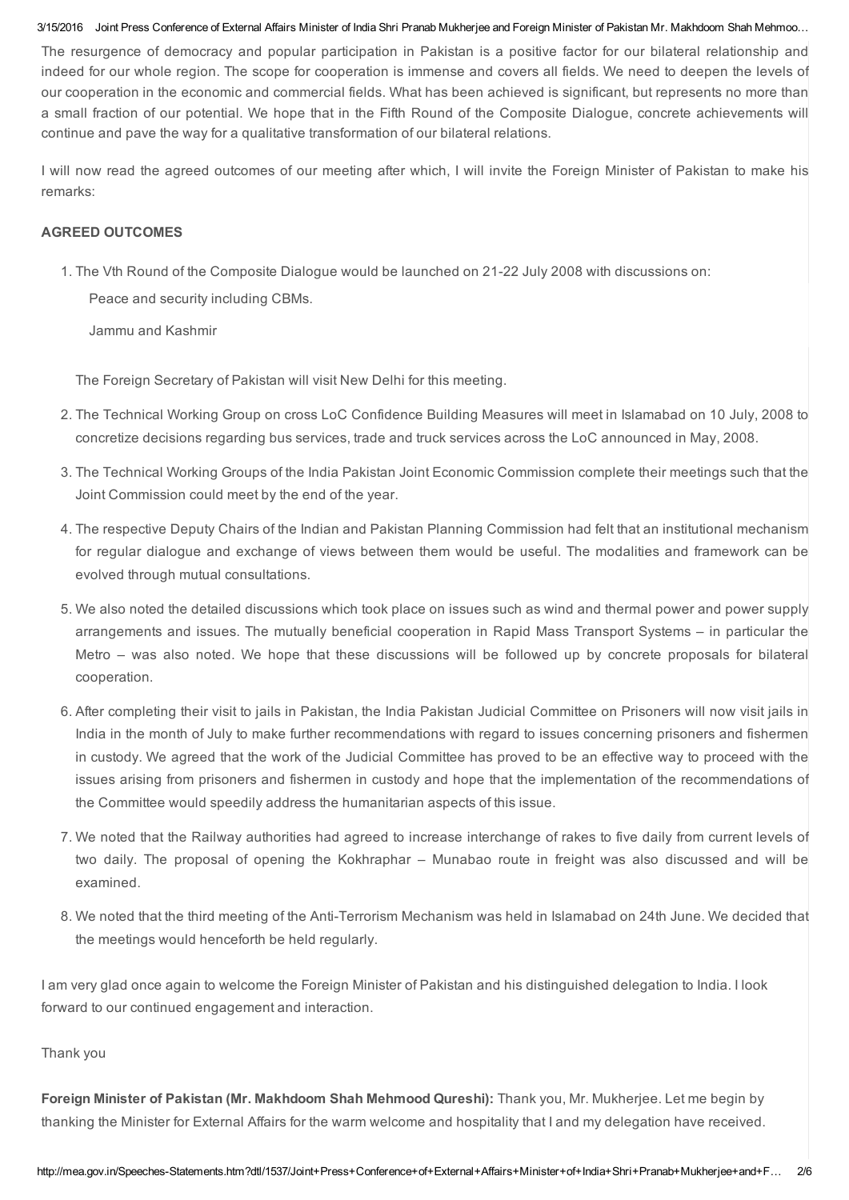The resurgence of democracy and popular participation in Pakistan is a positive factor for our bilateral relationship and indeed for our whole region. The scope for cooperation is immense and covers all fields. We need to deepen the levels of our cooperation in the economic and commercial fields. What has been achieved is significant, but represents no more than a small fraction of our potential. We hope that in the Fifth Round of the Composite Dialogue, concrete achievements will continue and pave the way for a qualitative transformation of our bilateral relations.

I will now read the agreed outcomes of our meeting after which, I will invite the Foreign Minister of Pakistan to make his remarks:

**AGREED OUTCOMES**

1. The Vth Round of the Composite Dialogue would be launched on 21-22 July 2008 with discussions on:

   Peace and security including CBMs.

   Jammu and Kashmir

   The Foreign Secretary of Pakistan will visit New Delhi for this meeting.

2. The Technical Working Group on cross LoC Confidence Building Measures will meet in Islamabad on 10 July, 2008 to concretize decisions regarding bus services, trade and truck services across the LoC announced in May, 2008.
3. The Technical Working Groups of the India Pakistan Joint Economic Commission complete their meetings such that the Joint Commission could meet by the end of the year.
4. The respective Deputy Chairs of the Indian and Pakistan Planning Commission had felt that an institutional mechanism for regular dialogue and exchange of views between them would be useful. The modalities and framework can be evolved through mutual consultations.
5. We also noted the detailed discussions which took place on issues such as wind and thermal power and power supply arrangements and issues. The mutually beneficial cooperation in Rapid Mass Transport Systems – in particular the Metro – was also noted. We hope that these discussions will be followed up by concrete proposals for bilateral cooperation.
6. After completing their visit to jails in Pakistan, the India Pakistan Judicial Committee on Prisoners will now visit jails in India in the month of July to make further recommendations with regard to issues concerning prisoners and fishermen in custody. We agreed that the work of the Judicial Committee has proved to be an effective way to proceed with the issues arising from prisoners and fishermen in custody and hope that the implementation of the recommendations of the Committee would speedily address the humanitarian aspects of this issue.
7. We noted that the Railway authorities had agreed to increase interchange of rakes to five daily from current levels of two daily. The proposal of opening the Kokhraphar – Munabao route in freight was also discussed and will be examined.
8. We noted that the third meeting of the Anti-Terrorism Mechanism was held in Islamabad on 24th June. We decided that the meetings would henceforth be held regularly.

I am very glad once again to welcome the Foreign Minister of Pakistan and his distinguished delegation to India. I look forward to our continued engagement and interaction.

Thank you

**Foreign Minister of Pakistan (Mr. Makhdoom Shah Mehmood Qureshi):** Thank you, Mr. Mukherjee. Let me begin by thanking the Minister for External Affairs for the warm welcome and hospitality that I and my delegation have received.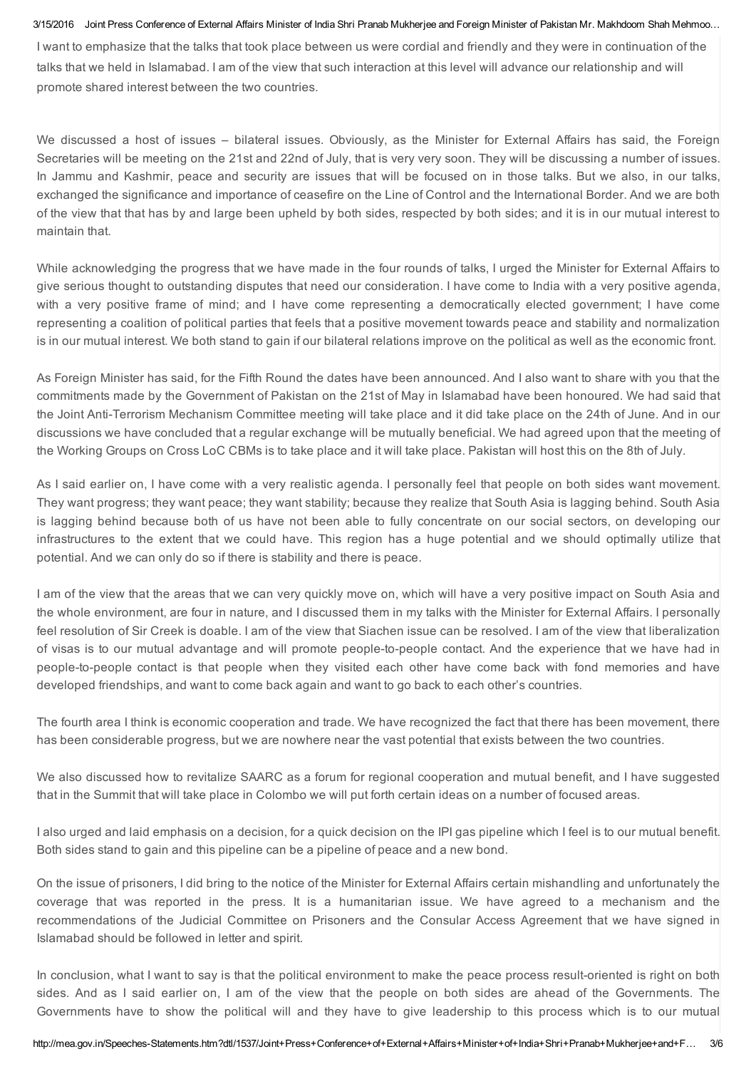I want to emphasize that the talks that took place between us were cordial and friendly and they were in continuation of the talks that we held in Islamabad. I am of the view that such interaction at this level will advance our relationship and will promote shared interest between the two countries.

We discussed a host of issues – bilateral issues. Obviously, as the Minister for External Affairs has said, the Foreign Secretaries will be meeting on the 21st and 22nd of July, that is very very soon. They will be discussing a number of issues. In Jammu and Kashmir, peace and security are issues that will be focused on in those talks. But we also, in our talks, exchanged the significance and importance of ceasefire on the Line of Control and the International Border. And we are both of the view that that has by and large been upheld by both sides, respected by both sides; and it is in our mutual interest to maintain that.

While acknowledging the progress that we have made in the four rounds of talks, I urged the Minister for External Affairs to give serious thought to outstanding disputes that need our consideration. I have come to India with a very positive agenda, with a very positive frame of mind; and I have come representing a democratically elected government; I have come representing a coalition of political parties that feels that a positive movement towards peace and stability and normalization is in our mutual interest. We both stand to gain if our bilateral relations improve on the political as well as the economic front.

As Foreign Minister has said, for the Fifth Round the dates have been announced. And I also want to share with you that the commitments made by the Government of Pakistan on the 21st of May in Islamabad have been honoured. We had said that the Joint Anti-Terrorism Mechanism Committee meeting will take place and it did take place on the 24th of June. And in our discussions we have concluded that a regular exchange will be mutually beneficial. We had agreed upon that the meeting of the Working Groups on Cross LoC CBMs is to take place and it will take place. Pakistan will host this on the 8th of July.

As I said earlier on, I have come with a very realistic agenda. I personally feel that people on both sides want movement. They want progress; they want peace; they want stability; because they realize that South Asia is lagging behind. South Asia is lagging behind because both of us have not been able to fully concentrate on our social sectors, on developing our infrastructures to the extent that we could have. This region has a huge potential and we should optimally utilize that potential. And we can only do so if there is stability and there is peace.

I am of the view that the areas that we can very quickly move on, which will have a very positive impact on South Asia and the whole environment, are four in nature, and I discussed them in my talks with the Minister for External Affairs. I personally feel resolution of Sir Creek is doable. I am of the view that Siachen issue can be resolved. I am of the view that liberalization of visas is to our mutual advantage and will promote people-to-people contact. And the experience that we have had in people-to-people contact is that people when they visited each other have come back with fond memories and have developed friendships, and want to come back again and want to go back to each other's countries.

The fourth area I think is economic cooperation and trade. We have recognized the fact that there has been movement, there has been considerable progress, but we are nowhere near the vast potential that exists between the two countries.

We also discussed how to revitalize SAARC as a forum for regional cooperation and mutual benefit, and I have suggested that in the Summit that will take place in Colombo we will put forth certain ideas on a number of focused areas.

I also urged and laid emphasis on a decision, for a quick decision on the IPI gas pipeline which I feel is to our mutual benefit. Both sides stand to gain and this pipeline can be a pipeline of peace and a new bond.

On the issue of prisoners, I did bring to the notice of the Minister for External Affairs certain mishandling and unfortunately the coverage that was reported in the press. It is a humanitarian issue. We have agreed to a mechanism and the recommendations of the Judicial Committee on Prisoners and the Consular Access Agreement that we have signed in Islamabad should be followed in letter and spirit.

In conclusion, what I want to say is that the political environment to make the peace process result-oriented is right on both sides. And as I said earlier on, I am of the view that the people on both sides are ahead of the Governments. The Governments have to show the political will and they have to give leadership to this process which is to our mutual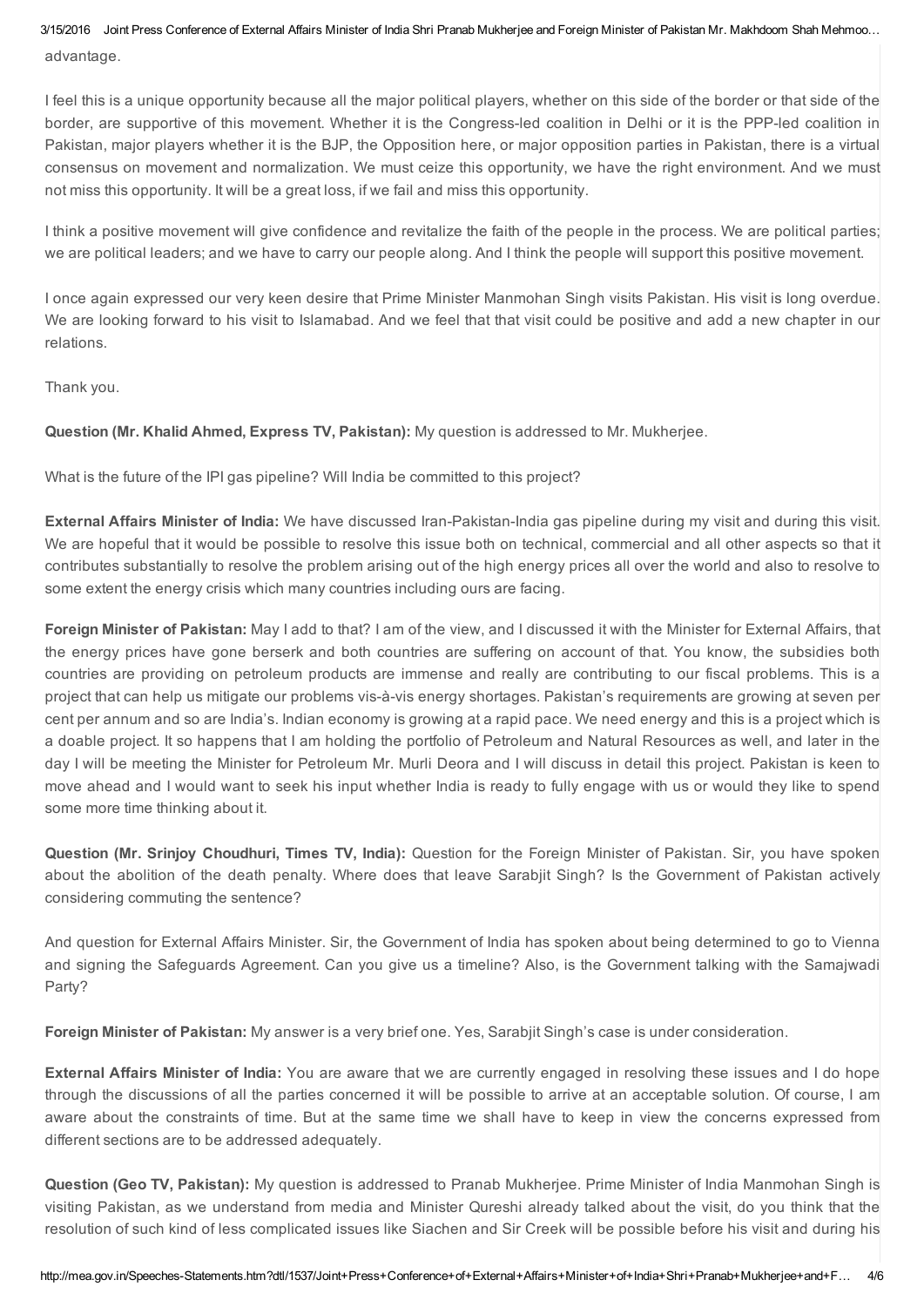advantage.

I feel this is a unique opportunity because all the major political players, whether on this side of the border or that side of the border, are supportive of this movement. Whether it is the Congress-led coalition in Delhi or it is the PPP-led coalition in Pakistan, major players whether it is the BJP, the Opposition here, or major opposition parties in Pakistan, there is a virtual consensus on movement and normalization. We must ceize this opportunity, we have the right environment. And we must not miss this opportunity. It will be a great loss, if we fail and miss this opportunity.

I think a positive movement will give confidence and revitalize the faith of the people in the process. We are political parties; we are political leaders; and we have to carry our people along. And I think the people will support this positive movement.

I once again expressed our very keen desire that Prime Minister Manmohan Singh visits Pakistan. His visit is long overdue. We are looking forward to his visit to Islamabad. And we feel that that visit could be positive and add a new chapter in our relations.

Thank you.

**Question (Mr. Khalid Ahmed, Express TV, Pakistan):** My question is addressed to Mr. Mukherjee.

What is the future of the IPI gas pipeline? Will India be committed to this project?

**External Affairs Minister of India:** We have discussed Iran-Pakistan-India gas pipeline during my visit and during this visit. We are hopeful that it would be possible to resolve this issue both on technical, commercial and all other aspects so that it contributes substantially to resolve the problem arising out of the high energy prices all over the world and also to resolve to some extent the energy crisis which many countries including ours are facing.

**Foreign Minister of Pakistan:** May I add to that? I am of the view, and I discussed it with the Minister for External Affairs, that the energy prices have gone berserk and both countries are suffering on account of that. You know, the subsidies both countries are providing on petroleum products are immense and really are contributing to our fiscal problems. This is a project that can help us mitigate our problems vis-à-vis energy shortages. Pakistan's requirements are growing at seven per cent per annum and so are India's. Indian economy is growing at a rapid pace. We need energy and this is a project which is a doable project. It so happens that I am holding the portfolio of Petroleum and Natural Resources as well, and later in the day I will be meeting the Minister for Petroleum Mr. Murli Deora and I will discuss in detail this project. Pakistan is keen to move ahead and I would want to seek his input whether India is ready to fully engage with us or would they like to spend some more time thinking about it.

**Question (Mr. Srinjoy Choudhuri, Times TV, India):** Question for the Foreign Minister of Pakistan. Sir, you have spoken about the abolition of the death penalty. Where does that leave Sarabjit Singh? Is the Government of Pakistan actively considering commuting the sentence?

And question for External Affairs Minister. Sir, the Government of India has spoken about being determined to go to Vienna and signing the Safeguards Agreement. Can you give us a timeline? Also, is the Government talking with the Samajwadi Party?

**Foreign Minister of Pakistan:** My answer is a very brief one. Yes, Sarabjit Singh's case is under consideration.

**External Affairs Minister of India:** You are aware that we are currently engaged in resolving these issues and I do hope through the discussions of all the parties concerned it will be possible to arrive at an acceptable solution. Of course, I am aware about the constraints of time. But at the same time we shall have to keep in view the concerns expressed from different sections are to be addressed adequately.

**Question (Geo TV, Pakistan):** My question is addressed to Pranab Mukherjee. Prime Minister of India Manmohan Singh is visiting Pakistan, as we understand from media and Minister Qureshi already talked about the visit, do you think that the resolution of such kind of less complicated issues like Siachen and Sir Creek will be possible before his visit and during his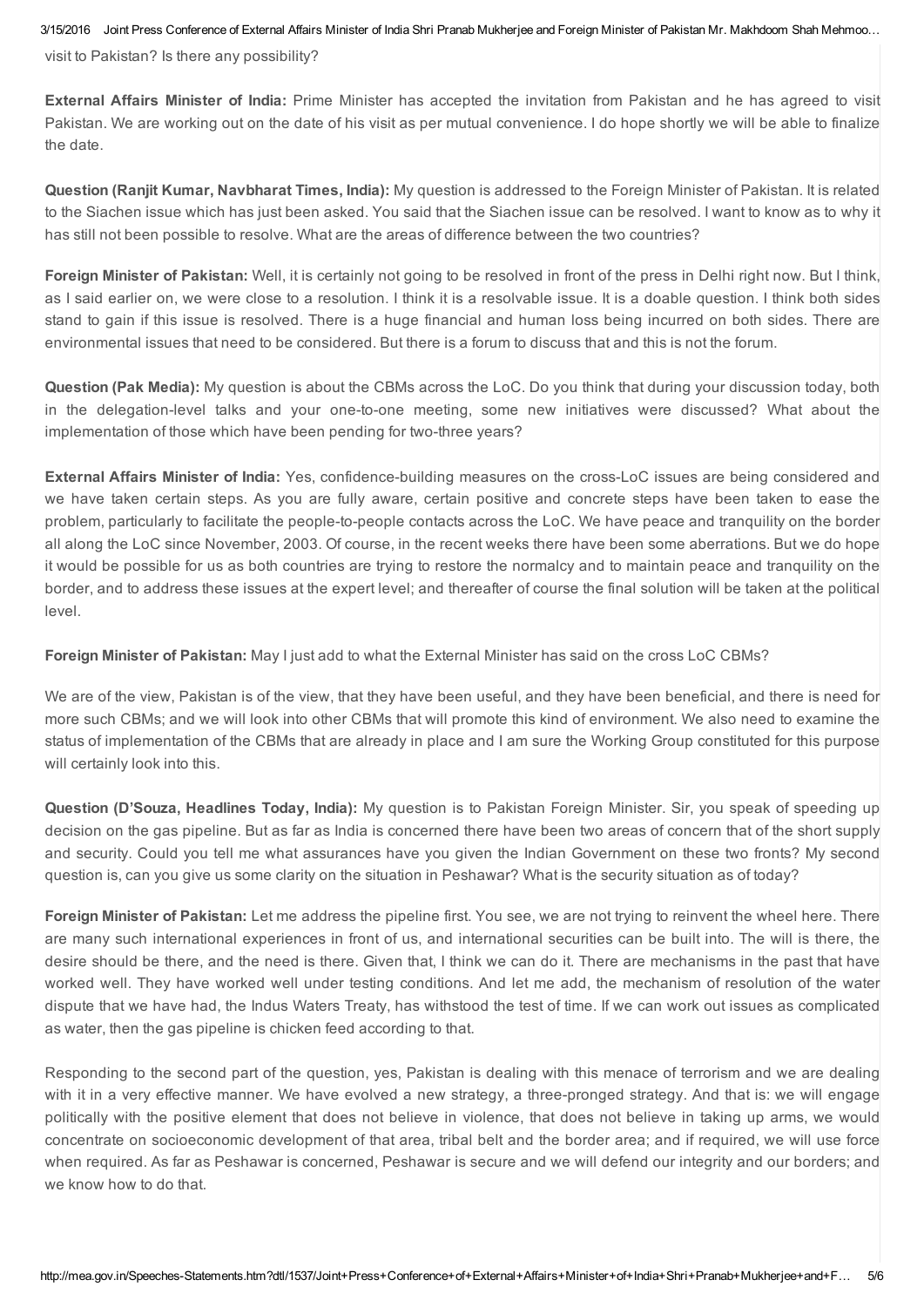visit to Pakistan? Is there any possibility?

**External Affairs Minister of India:** Prime Minister has accepted the invitation from Pakistan and he has agreed to visit Pakistan. We are working out on the date of his visit as per mutual convenience. I do hope shortly we will be able to finalize the date.

**Question (Ranjit Kumar, Navbharat Times, India):** My question is addressed to the Foreign Minister of Pakistan. It is related to the Siachen issue which has just been asked. You said that the Siachen issue can be resolved. I want to know as to why it has still not been possible to resolve. What are the areas of difference between the two countries?

**Foreign Minister of Pakistan:** Well, it is certainly not going to be resolved in front of the press in Delhi right now. But I think, as I said earlier on, we were close to a resolution. I think it is a resolvable issue. It is a doable question. I think both sides stand to gain if this issue is resolved. There is a huge financial and human loss being incurred on both sides. There are environmental issues that need to be considered. But there is a forum to discuss that and this is not the forum.

**Question (Pak Media):** My question is about the CBMs across the LoC. Do you think that during your discussion today, both in the delegation-level talks and your one-to-one meeting, some new initiatives were discussed? What about the implementation of those which have been pending for two-three years?

**External Affairs Minister of India:** Yes, confidence-building measures on the cross-LoC issues are being considered and we have taken certain steps. As you are fully aware, certain positive and concrete steps have been taken to ease the problem, particularly to facilitate the people-to-people contacts across the LoC. We have peace and tranquility on the border all along the LoC since November, 2003. Of course, in the recent weeks there have been some aberrations. But we do hope it would be possible for us as both countries are trying to restore the normalcy and to maintain peace and tranquility on the border, and to address these issues at the expert level; and thereafter of course the final solution will be taken at the political level.

**Foreign Minister of Pakistan:** May I just add to what the External Minister has said on the cross LoC CBMs?

We are of the view, Pakistan is of the view, that they have been useful, and they have been beneficial, and there is need for more such CBMs; and we will look into other CBMs that will promote this kind of environment. We also need to examine the status of implementation of the CBMs that are already in place and I am sure the Working Group constituted for this purpose will certainly look into this.

**Question (D'Souza, Headlines Today, India):** My question is to Pakistan Foreign Minister. Sir, you speak of speeding up decision on the gas pipeline. But as far as India is concerned there have been two areas of concern that of the short supply and security. Could you tell me what assurances have you given the Indian Government on these two fronts? My second question is, can you give us some clarity on the situation in Peshawar? What is the security situation as of today?

**Foreign Minister of Pakistan:** Let me address the pipeline first. You see, we are not trying to reinvent the wheel here. There are many such international experiences in front of us, and international securities can be built into. The will is there, the desire should be there, and the need is there. Given that, I think we can do it. There are mechanisms in the past that have worked well. They have worked well under testing conditions. And let me add, the mechanism of resolution of the water dispute that we have had, the Indus Waters Treaty, has withstood the test of time. If we can work out issues as complicated as water, then the gas pipeline is chicken feed according to that.

Responding to the second part of the question, yes, Pakistan is dealing with this menace of terrorism and we are dealing with it in a very effective manner. We have evolved a new strategy, a three-pronged strategy. And that is: we will engage politically with the positive element that does not believe in violence, that does not believe in taking up arms, we would concentrate on socioeconomic development of that area, tribal belt and the border area; and if required, we will use force when required. As far as Peshawar is concerned, Peshawar is secure and we will defend our integrity and our borders; and we know how to do that.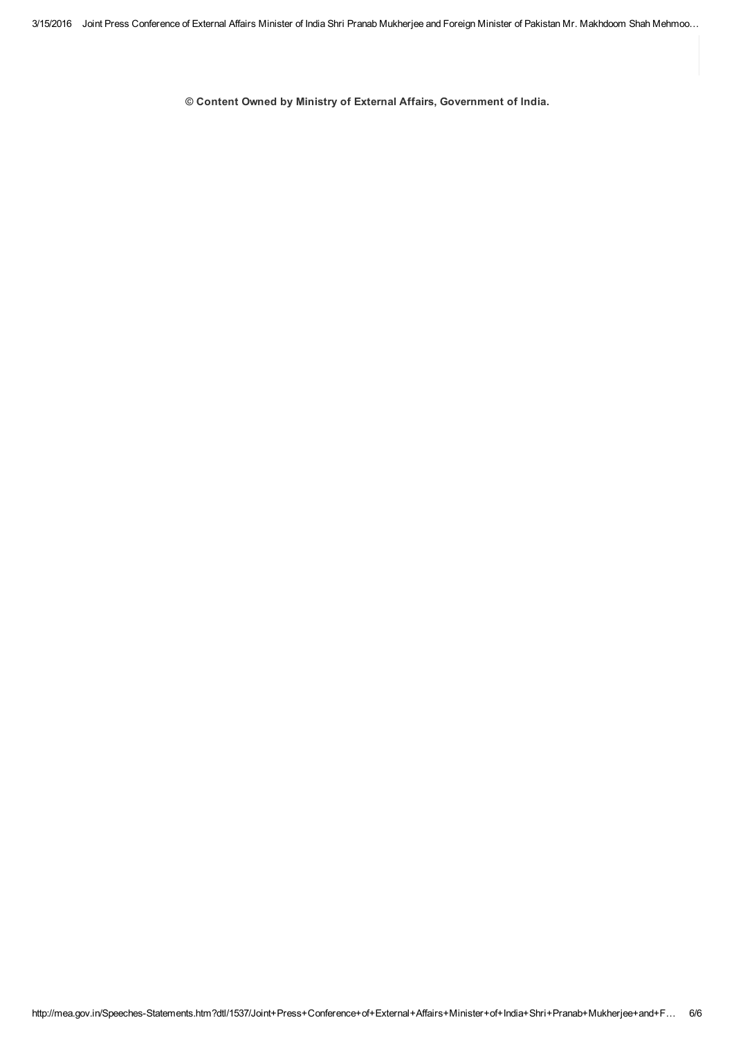**© Content Owned by Ministry of External Affairs, Government of India.**